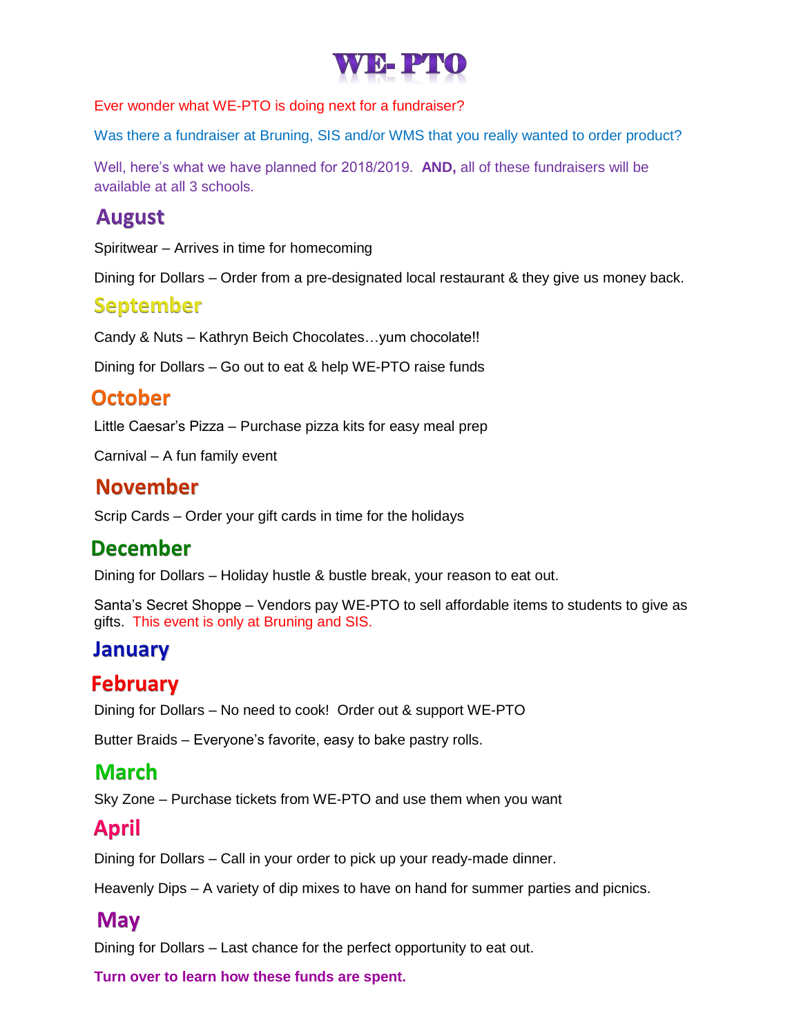# WE- PTO

Ever wonder what WE-PTO is doing next for a fundraiser?

Was there a fundraiser at Bruning, SIS and/or WMS that you really wanted to order product?

Well, here's what we have planned for 2018/2019. **AND,** all of these fundraisers will be available at all 3 schools.

## August

Spiritwear – Arrives in time for homecoming

Dining for Dollars – Order from a pre-designated local restaurant & they give us money back.

## September

Candy & Nuts – Kathryn Beich Chocolates…yum chocolate!!

Dining for Dollars – Go out to eat & help WE-PTO raise funds

## October

Little Caesar's Pizza – Purchase pizza kits for easy meal prep

Carnival – A fun family event

## November

Scrip Cards – Order your gift cards in time for the holidays

## December

Dining for Dollars – Holiday hustle & bustle break, your reason to eat out.

Santa's Secret Shoppe – Vendors pay WE-PTO to sell affordable items to students to give as gifts. This event is only at Bruning and SIS.

## January

## February

Dining for Dollars – No need to cook! Order out & support WE-PTO

Butter Braids – Everyone's favorite, easy to bake pastry rolls.

## March

Sky Zone – Purchase tickets from WE-PTO and use them when you want

## April

Dining for Dollars – Call in your order to pick up your ready-made dinner.

Heavenly Dips – A variety of dip mixes to have on hand for summer parties and picnics.

## May

Dining for Dollars – Last chance for the perfect opportunity to eat out.

**Turn over to learn how these funds are spent.**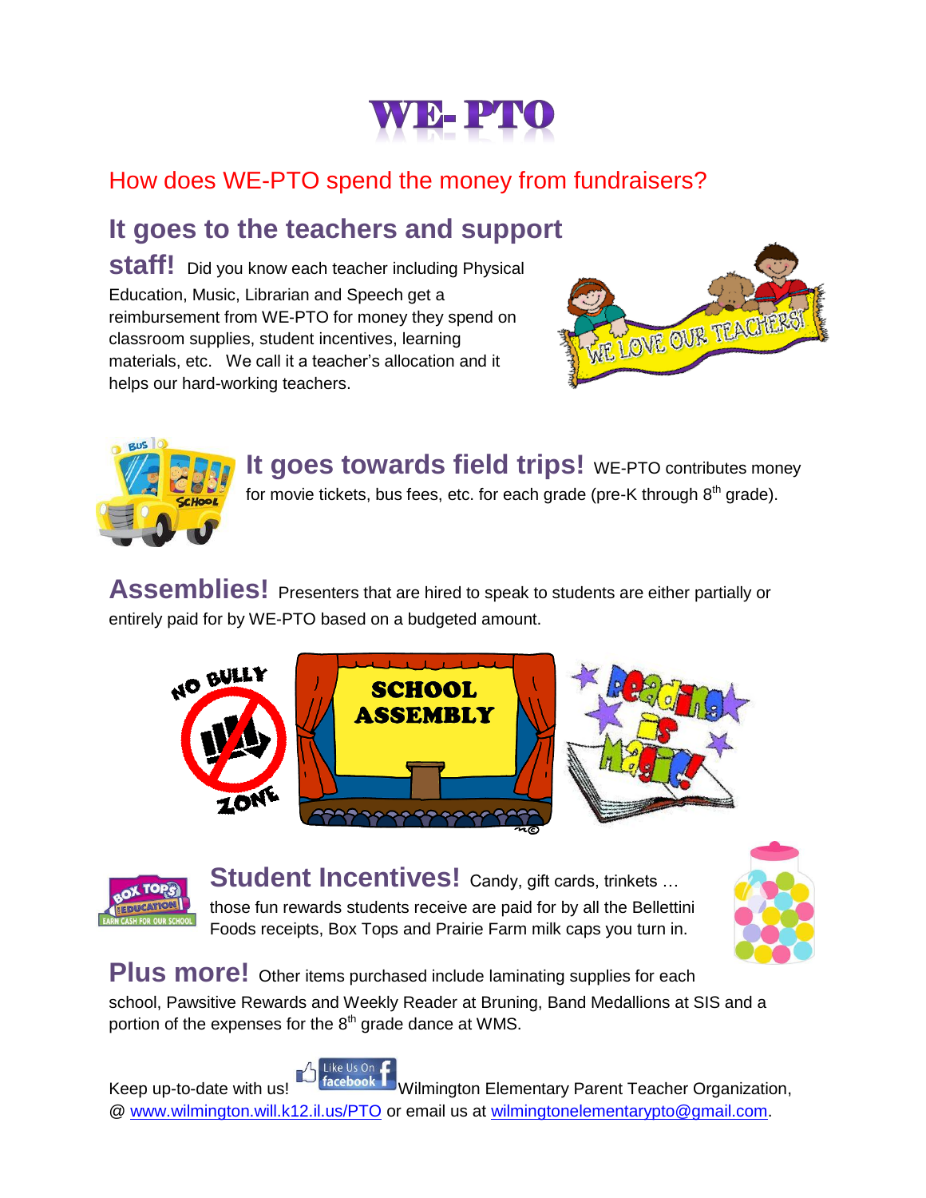# WE- PTO

## How does WE-PTO spend the money from fundraisers?

**It goes to the teachers and support staff!** Did you know each teacher including Physical Education, Music, Librarian and Speech get a reimbursement from WE-PTO for money they spend on classroom supplies, student incentives, learning materials, etc. We call it a teacher's allocation and it helps our hard-working teachers.

**It goes towards field trips!** WE-PTO contributes money for movie tickets, bus fees, etc. for each grade (pre-K through 8th grade).

**Assemblies!** Presenters that are hired to speak to students are either partially or entirely paid for by WE-PTO based on a budgeted amount.

**Student Incentives!** Candy, gift cards, trinkets … those fun rewards students receive are paid for by all the Bellettini Foods receipts, Box Tops and Prairie Farm milk caps you turn in.

**Plus more!** Other items purchased include laminating supplies for each school, Pawsitive Rewards and Weekly Reader at Bruning, Band Medallions at SIS and a portion of the expenses for the 8th grade dance at WMS.

Keep up-to-date with us! Like Us On facebook Wilmington Elementary Parent Teacher Organization, @ www.wilmington.will.k12.il.us/PTO or email us at wilmingtonelementarypto@gmail.com.